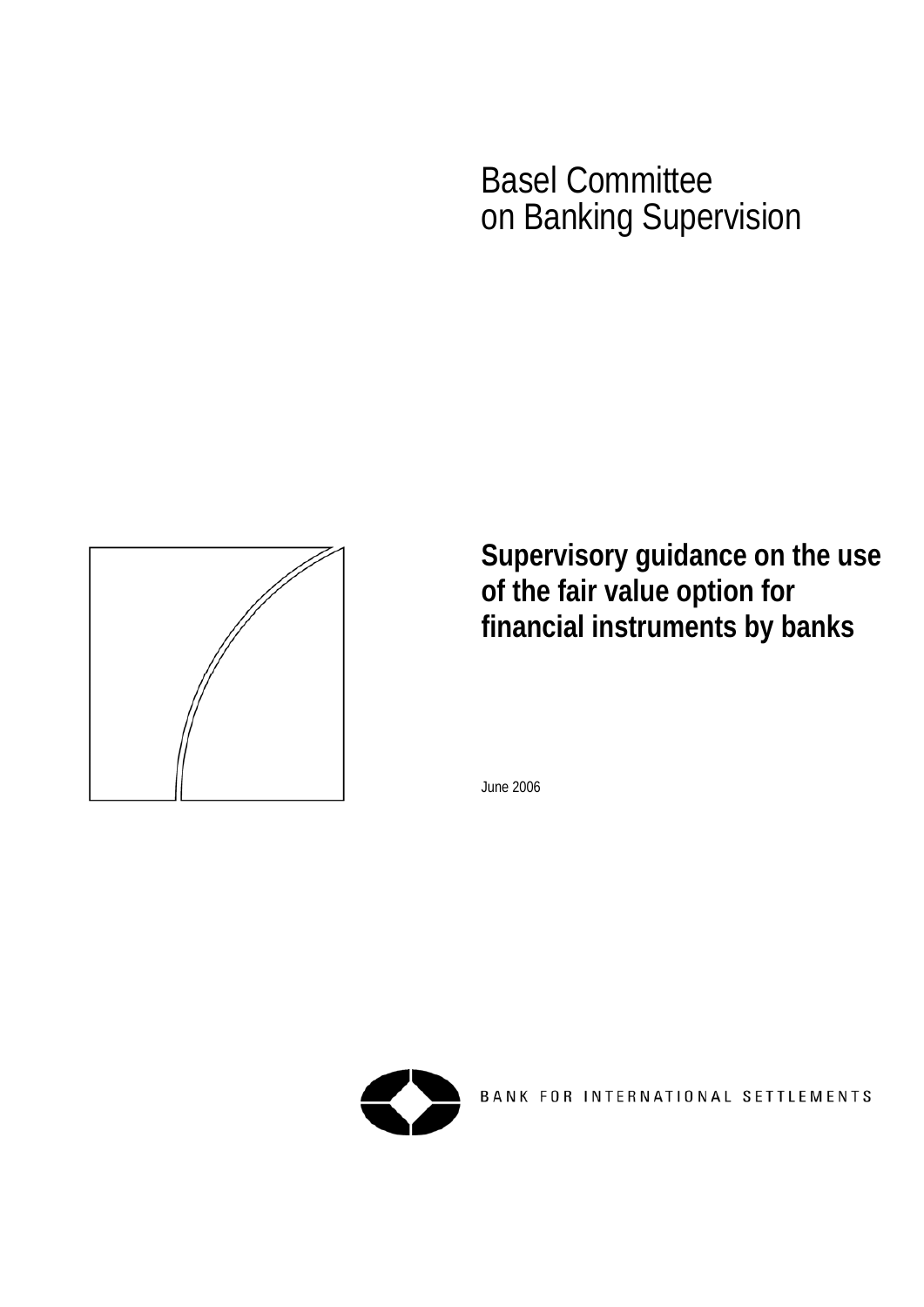Basel Committee
on Banking Supervision

# Supervisory guidance on the use of the fair value option for financial instruments by banks

June 2006

BANK FOR INTERNATIONAL SETTLEMENTS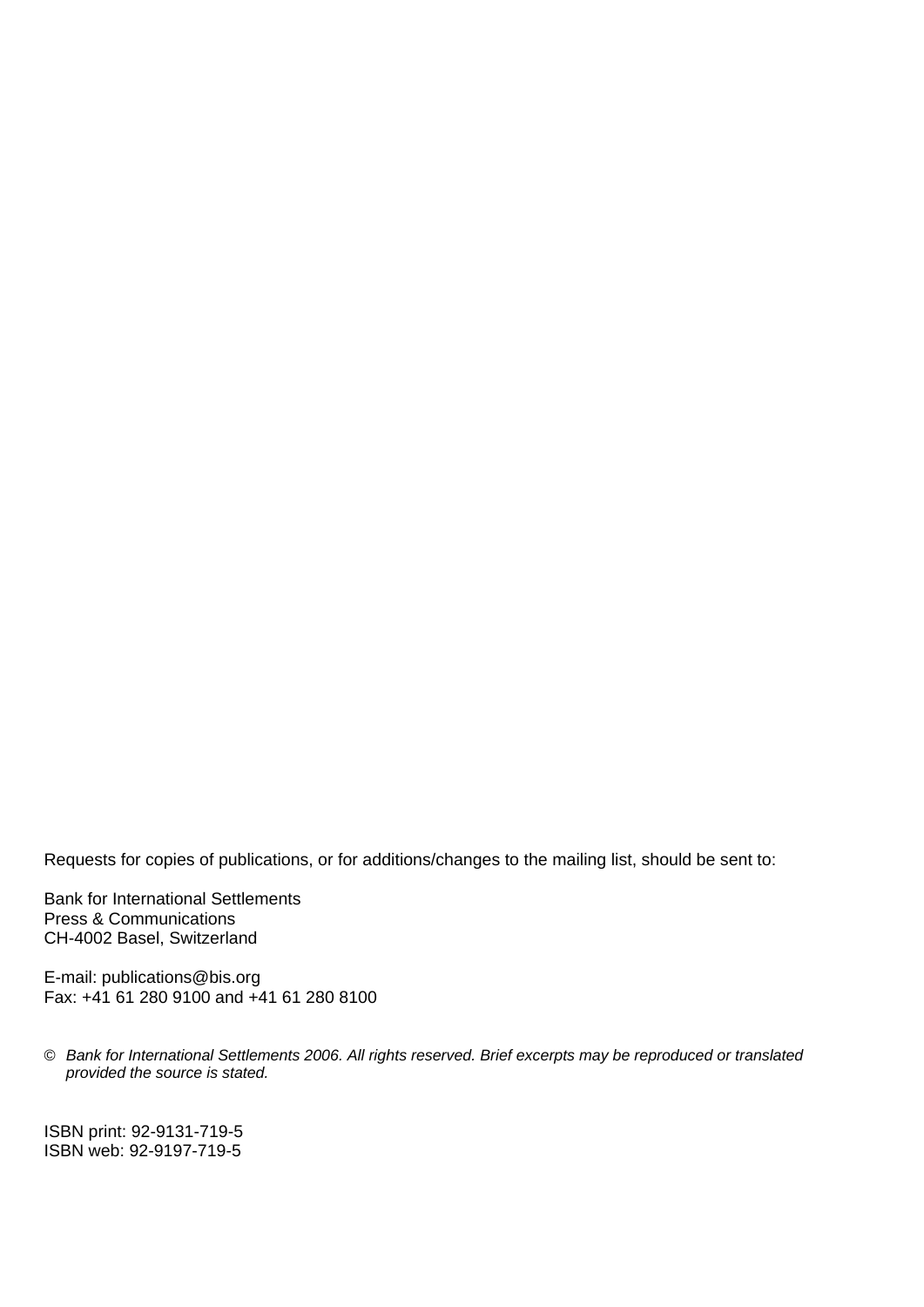Requests for copies of publications, or for additions/changes to the mailing list, should be sent to:

Bank for International Settlements
Press & Communications
CH-4002 Basel, Switzerland

E-mail: publications@bis.org
Fax: +41 61 280 9100 and +41 61 280 8100

© *Bank for International Settlements 2006. All rights reserved. Brief excerpts may be reproduced or translated provided the source is stated.*

ISBN print: 92-9131-719-5
ISBN web: 92-9197-719-5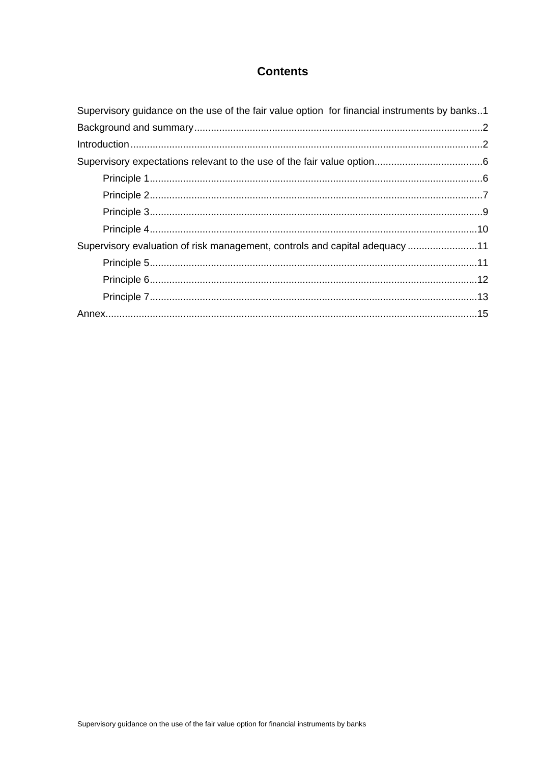## Contents

Supervisory guidance on the use of the fair value option for financial instruments by banks..1

Background and summary.......................................................................................................2

Introduction.............................................................................................................................2

Supervisory expectations relevant to the use of the fair value option.......................................6

- Principle 1......................................................................................................................6
- Principle 2......................................................................................................................7
- Principle 3......................................................................................................................9
- Principle 4....................................................................................................................10

Supervisory evaluation of risk management, controls and capital adequacy .........................11

- Principle 5....................................................................................................................11
- Principle 6....................................................................................................................12
- Principle 7....................................................................................................................13

Annex....................................................................................................................................15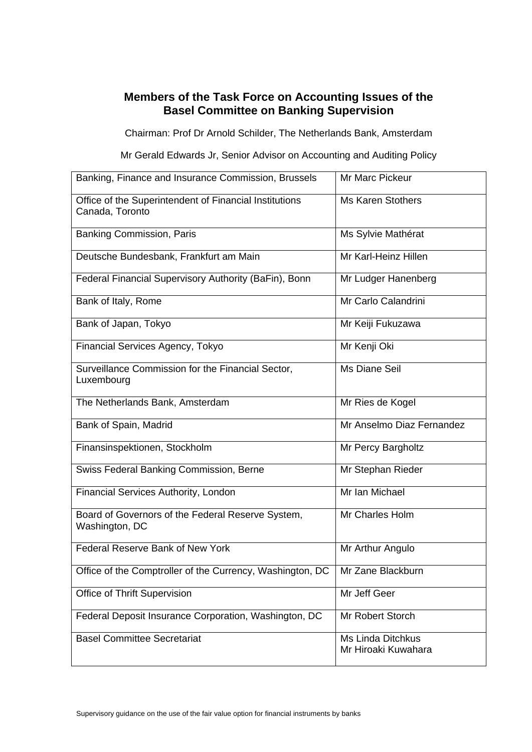## Members of the Task Force on Accounting Issues of the Basel Committee on Banking Supervision

Chairman: Prof Dr Arnold Schilder, The Netherlands Bank, Amsterdam

Mr Gerald Edwards Jr, Senior Advisor on Accounting and Auditing Policy

| | |
|---|---|
| Banking, Finance and Insurance Commission, Brussels | Mr Marc Pickeur |
| Office of the Superintendent of Financial Institutions Canada, Toronto | Ms Karen Stothers |
| Banking Commission, Paris | Ms Sylvie Mathérat |
| Deutsche Bundesbank, Frankfurt am Main | Mr Karl-Heinz Hillen |
| Federal Financial Supervisory Authority (BaFin), Bonn | Mr Ludger Hanenberg |
| Bank of Italy, Rome | Mr Carlo Calandrini |
| Bank of Japan, Tokyo | Mr Keiji Fukuzawa |
| Financial Services Agency, Tokyo | Mr Kenji Oki |
| Surveillance Commission for the Financial Sector, Luxembourg | Ms Diane Seil |
| The Netherlands Bank, Amsterdam | Mr Ries de Kogel |
| Bank of Spain, Madrid | Mr Anselmo Diaz Fernandez |
| Finansinspektionen, Stockholm | Mr Percy Bargholtz |
| Swiss Federal Banking Commission, Berne | Mr Stephan Rieder |
| Financial Services Authority, London | Mr Ian Michael |
| Board of Governors of the Federal Reserve System, Washington, DC | Mr Charles Holm |
| Federal Reserve Bank of New York | Mr Arthur Angulo |
| Office of the Comptroller of the Currency, Washington, DC | Mr Zane Blackburn |
| Office of Thrift Supervision | Mr Jeff Geer |
| Federal Deposit Insurance Corporation, Washington, DC | Mr Robert Storch |
| Basel Committee Secretariat | Ms Linda Ditchkus<br>Mr Hiroaki Kuwahara |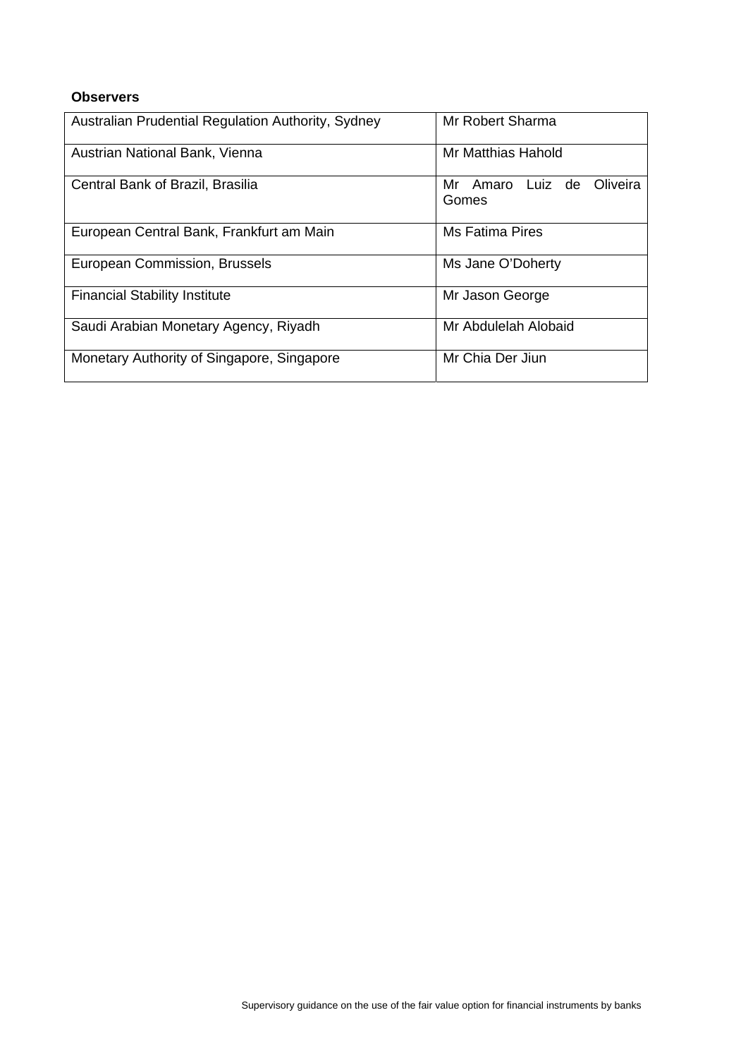**Observers**

| | |
|---|---|
| Australian Prudential Regulation Authority, Sydney | Mr Robert Sharma |
| Austrian National Bank, Vienna | Mr Matthias Hahold |
| Central Bank of Brazil, Brasilia | Mr Amaro Luiz de Oliveira Gomes |
| European Central Bank, Frankfurt am Main | Ms Fatima Pires |
| European Commission, Brussels | Ms Jane O'Doherty |
| Financial Stability Institute | Mr Jason George |
| Saudi Arabian Monetary Agency, Riyadh | Mr Abdulelah Alobaid |
| Monetary Authority of Singapore, Singapore | Mr Chia Der Jiun |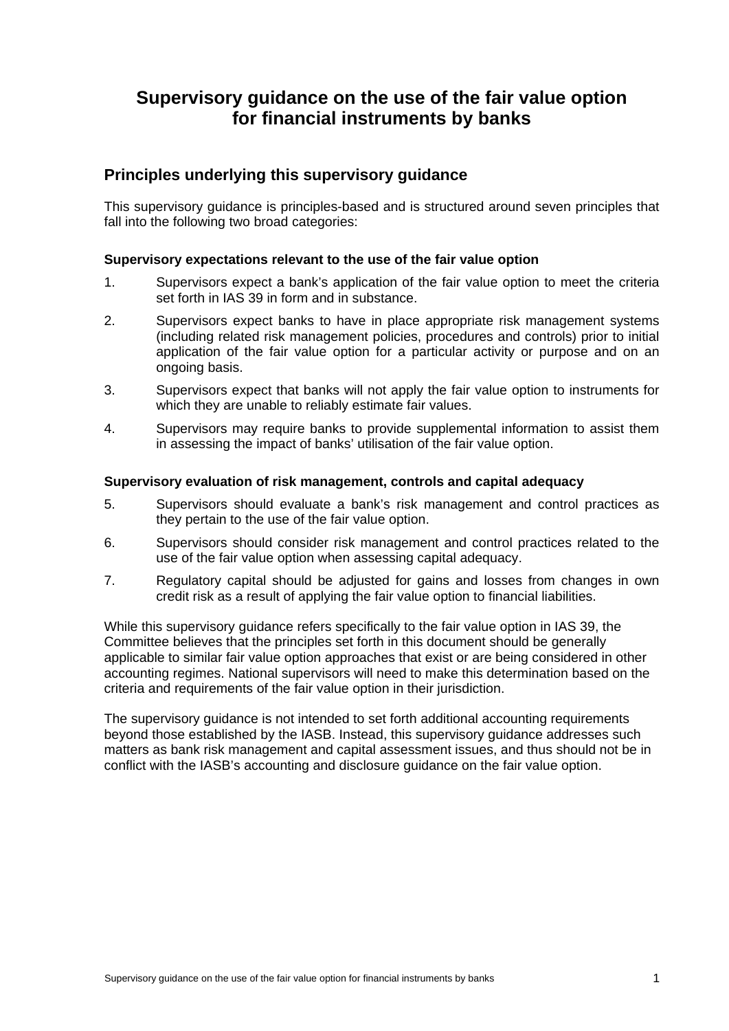# Supervisory guidance on the use of the fair value option for financial instruments by banks

## Principles underlying this supervisory guidance

This supervisory guidance is principles-based and is structured around seven principles that fall into the following two broad categories:

**Supervisory expectations relevant to the use of the fair value option**

1. Supervisors expect a bank's application of the fair value option to meet the criteria set forth in IAS 39 in form and in substance.
2. Supervisors expect banks to have in place appropriate risk management systems (including related risk management policies, procedures and controls) prior to initial application of the fair value option for a particular activity or purpose and on an ongoing basis.
3. Supervisors expect that banks will not apply the fair value option to instruments for which they are unable to reliably estimate fair values.
4. Supervisors may require banks to provide supplemental information to assist them in assessing the impact of banks' utilisation of the fair value option.

**Supervisory evaluation of risk management, controls and capital adequacy**

5. Supervisors should evaluate a bank's risk management and control practices as they pertain to the use of the fair value option.
6. Supervisors should consider risk management and control practices related to the use of the fair value option when assessing capital adequacy.
7. Regulatory capital should be adjusted for gains and losses from changes in own credit risk as a result of applying the fair value option to financial liabilities.

While this supervisory guidance refers specifically to the fair value option in IAS 39, the Committee believes that the principles set forth in this document should be generally applicable to similar fair value option approaches that exist or are being considered in other accounting regimes. National supervisors will need to make this determination based on the criteria and requirements of the fair value option in their jurisdiction.

The supervisory guidance is not intended to set forth additional accounting requirements beyond those established by the IASB. Instead, this supervisory guidance addresses such matters as bank risk management and capital assessment issues, and thus should not be in conflict with the IASB's accounting and disclosure guidance on the fair value option.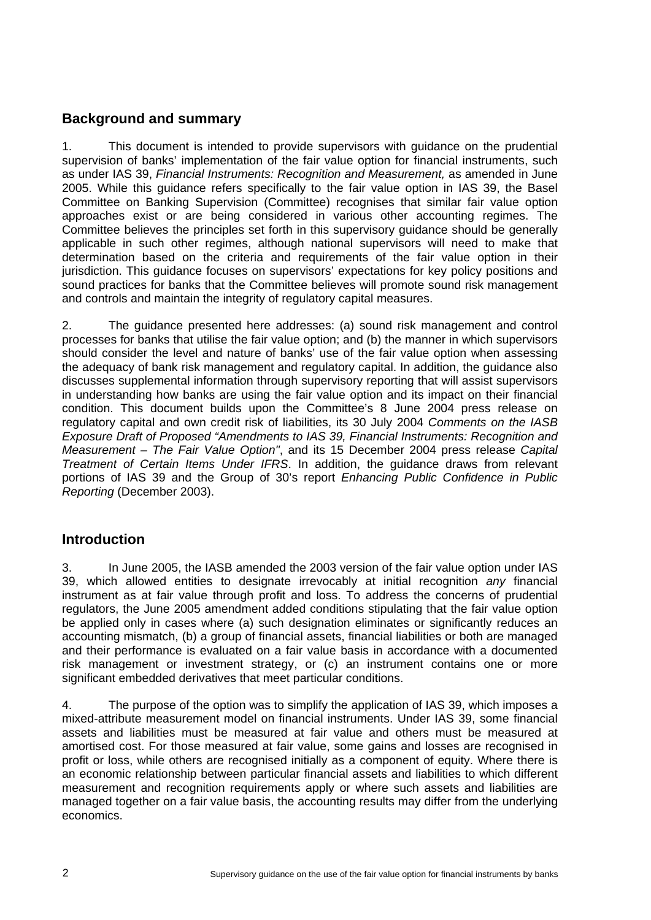## Background and summary

1. This document is intended to provide supervisors with guidance on the prudential supervision of banks' implementation of the fair value option for financial instruments, such as under IAS 39, *Financial Instruments: Recognition and Measurement,* as amended in June 2005. While this guidance refers specifically to the fair value option in IAS 39, the Basel Committee on Banking Supervision (Committee) recognises that similar fair value option approaches exist or are being considered in various other accounting regimes. The Committee believes the principles set forth in this supervisory guidance should be generally applicable in such other regimes, although national supervisors will need to make that determination based on the criteria and requirements of the fair value option in their jurisdiction. This guidance focuses on supervisors' expectations for key policy positions and sound practices for banks that the Committee believes will promote sound risk management and controls and maintain the integrity of regulatory capital measures.

2. The guidance presented here addresses: (a) sound risk management and control processes for banks that utilise the fair value option; and (b) the manner in which supervisors should consider the level and nature of banks' use of the fair value option when assessing the adequacy of bank risk management and regulatory capital. In addition, the guidance also discusses supplemental information through supervisory reporting that will assist supervisors in understanding how banks are using the fair value option and its impact on their financial condition. This document builds upon the Committee's 8 June 2004 press release on regulatory capital and own credit risk of liabilities, its 30 July 2004 *Comments on the IASB Exposure Draft of Proposed "Amendments to IAS 39, Financial Instruments: Recognition and Measurement – The Fair Value Option"*, and its 15 December 2004 press release *Capital Treatment of Certain Items Under IFRS*. In addition, the guidance draws from relevant portions of IAS 39 and the Group of 30's report *Enhancing Public Confidence in Public Reporting* (December 2003).

## Introduction

3. In June 2005, the IASB amended the 2003 version of the fair value option under IAS 39, which allowed entities to designate irrevocably at initial recognition *any* financial instrument as at fair value through profit and loss. To address the concerns of prudential regulators, the June 2005 amendment added conditions stipulating that the fair value option be applied only in cases where (a) such designation eliminates or significantly reduces an accounting mismatch, (b) a group of financial assets, financial liabilities or both are managed and their performance is evaluated on a fair value basis in accordance with a documented risk management or investment strategy, or (c) an instrument contains one or more significant embedded derivatives that meet particular conditions.

4. The purpose of the option was to simplify the application of IAS 39, which imposes a mixed-attribute measurement model on financial instruments. Under IAS 39, some financial assets and liabilities must be measured at fair value and others must be measured at amortised cost. For those measured at fair value, some gains and losses are recognised in profit or loss, while others are recognised initially as a component of equity. Where there is an economic relationship between particular financial assets and liabilities to which different measurement and recognition requirements apply or where such assets and liabilities are managed together on a fair value basis, the accounting results may differ from the underlying economics.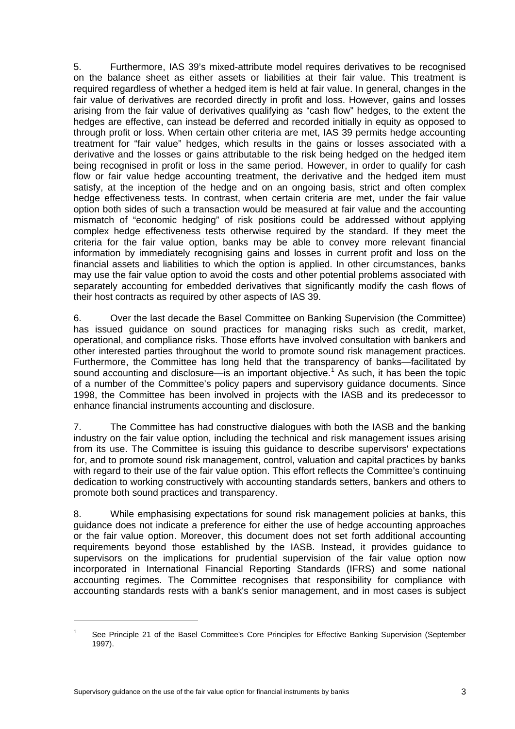5. Furthermore, IAS 39's mixed-attribute model requires derivatives to be recognised on the balance sheet as either assets or liabilities at their fair value. This treatment is required regardless of whether a hedged item is held at fair value. In general, changes in the fair value of derivatives are recorded directly in profit and loss. However, gains and losses arising from the fair value of derivatives qualifying as "cash flow" hedges, to the extent the hedges are effective, can instead be deferred and recorded initially in equity as opposed to through profit or loss. When certain other criteria are met, IAS 39 permits hedge accounting treatment for "fair value" hedges, which results in the gains or losses associated with a derivative and the losses or gains attributable to the risk being hedged on the hedged item being recognised in profit or loss in the same period. However, in order to qualify for cash flow or fair value hedge accounting treatment, the derivative and the hedged item must satisfy, at the inception of the hedge and on an ongoing basis, strict and often complex hedge effectiveness tests. In contrast, when certain criteria are met, under the fair value option both sides of such a transaction would be measured at fair value and the accounting mismatch of "economic hedging" of risk positions could be addressed without applying complex hedge effectiveness tests otherwise required by the standard. If they meet the criteria for the fair value option, banks may be able to convey more relevant financial information by immediately recognising gains and losses in current profit and loss on the financial assets and liabilities to which the option is applied. In other circumstances, banks may use the fair value option to avoid the costs and other potential problems associated with separately accounting for embedded derivatives that significantly modify the cash flows of their host contracts as required by other aspects of IAS 39.

6. Over the last decade the Basel Committee on Banking Supervision (the Committee) has issued guidance on sound practices for managing risks such as credit, market, operational, and compliance risks. Those efforts have involved consultation with bankers and other interested parties throughout the world to promote sound risk management practices. Furthermore, the Committee has long held that the transparency of banks—facilitated by sound accounting and disclosure—is an important objective.[1] As such, it has been the topic of a number of the Committee's policy papers and supervisory guidance documents. Since 1998, the Committee has been involved in projects with the IASB and its predecessor to enhance financial instruments accounting and disclosure.

7. The Committee has had constructive dialogues with both the IASB and the banking industry on the fair value option, including the technical and risk management issues arising from its use. The Committee is issuing this guidance to describe supervisors' expectations for, and to promote sound risk management, control, valuation and capital practices by banks with regard to their use of the fair value option. This effort reflects the Committee's continuing dedication to working constructively with accounting standards setters, bankers and others to promote both sound practices and transparency.

8. While emphasising expectations for sound risk management policies at banks, this guidance does not indicate a preference for either the use of hedge accounting approaches or the fair value option. Moreover, this document does not set forth additional accounting requirements beyond those established by the IASB. Instead, it provides guidance to supervisors on the implications for prudential supervision of the fair value option now incorporated in International Financial Reporting Standards (IFRS) and some national accounting regimes. The Committee recognises that responsibility for compliance with accounting standards rests with a bank's senior management, and in most cases is subject

[1] See Principle 21 of the Basel Committee's Core Principles for Effective Banking Supervision (September 1997).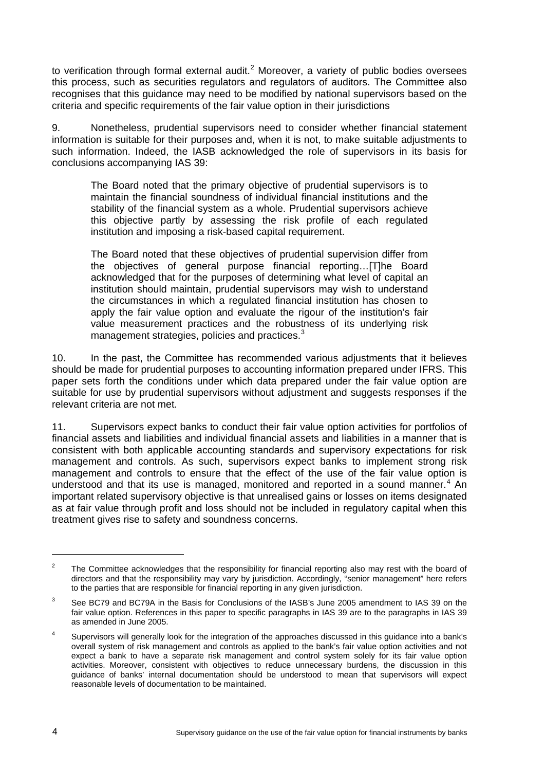to verification through formal external audit.[2] Moreover, a variety of public bodies oversees this process, such as securities regulators and regulators of auditors. The Committee also recognises that this guidance may need to be modified by national supervisors based on the criteria and specific requirements of the fair value option in their jurisdictions

9. Nonetheless, prudential supervisors need to consider whether financial statement information is suitable for their purposes and, when it is not, to make suitable adjustments to such information. Indeed, the IASB acknowledged the role of supervisors in its basis for conclusions accompanying IAS 39:

> The Board noted that the primary objective of prudential supervisors is to maintain the financial soundness of individual financial institutions and the stability of the financial system as a whole. Prudential supervisors achieve this objective partly by assessing the risk profile of each regulated institution and imposing a risk-based capital requirement.
>
> The Board noted that these objectives of prudential supervision differ from the objectives of general purpose financial reporting…[T]he Board acknowledged that for the purposes of determining what level of capital an institution should maintain, prudential supervisors may wish to understand the circumstances in which a regulated financial institution has chosen to apply the fair value option and evaluate the rigour of the institution's fair value measurement practices and the robustness of its underlying risk management strategies, policies and practices.[3]

10. In the past, the Committee has recommended various adjustments that it believes should be made for prudential purposes to accounting information prepared under IFRS. This paper sets forth the conditions under which data prepared under the fair value option are suitable for use by prudential supervisors without adjustment and suggests responses if the relevant criteria are not met.

11. Supervisors expect banks to conduct their fair value option activities for portfolios of financial assets and liabilities and individual financial assets and liabilities in a manner that is consistent with both applicable accounting standards and supervisory expectations for risk management and controls. As such, supervisors expect banks to implement strong risk management and controls to ensure that the effect of the use of the fair value option is understood and that its use is managed, monitored and reported in a sound manner.[4] An important related supervisory objective is that unrealised gains or losses on items designated as at fair value through profit and loss should not be included in regulatory capital when this treatment gives rise to safety and soundness concerns.

---

[2] The Committee acknowledges that the responsibility for financial reporting also may rest with the board of directors and that the responsibility may vary by jurisdiction. Accordingly, "senior management" here refers to the parties that are responsible for financial reporting in any given jurisdiction.

[3] See BC79 and BC79A in the Basis for Conclusions of the IASB's June 2005 amendment to IAS 39 on the fair value option. References in this paper to specific paragraphs in IAS 39 are to the paragraphs in IAS 39 as amended in June 2005.

[4] Supervisors will generally look for the integration of the approaches discussed in this guidance into a bank's overall system of risk management and controls as applied to the bank's fair value option activities and not expect a bank to have a separate risk management and control system solely for its fair value option activities. Moreover, consistent with objectives to reduce unnecessary burdens, the discussion in this guidance of banks' internal documentation should be understood to mean that supervisors will expect reasonable levels of documentation to be maintained.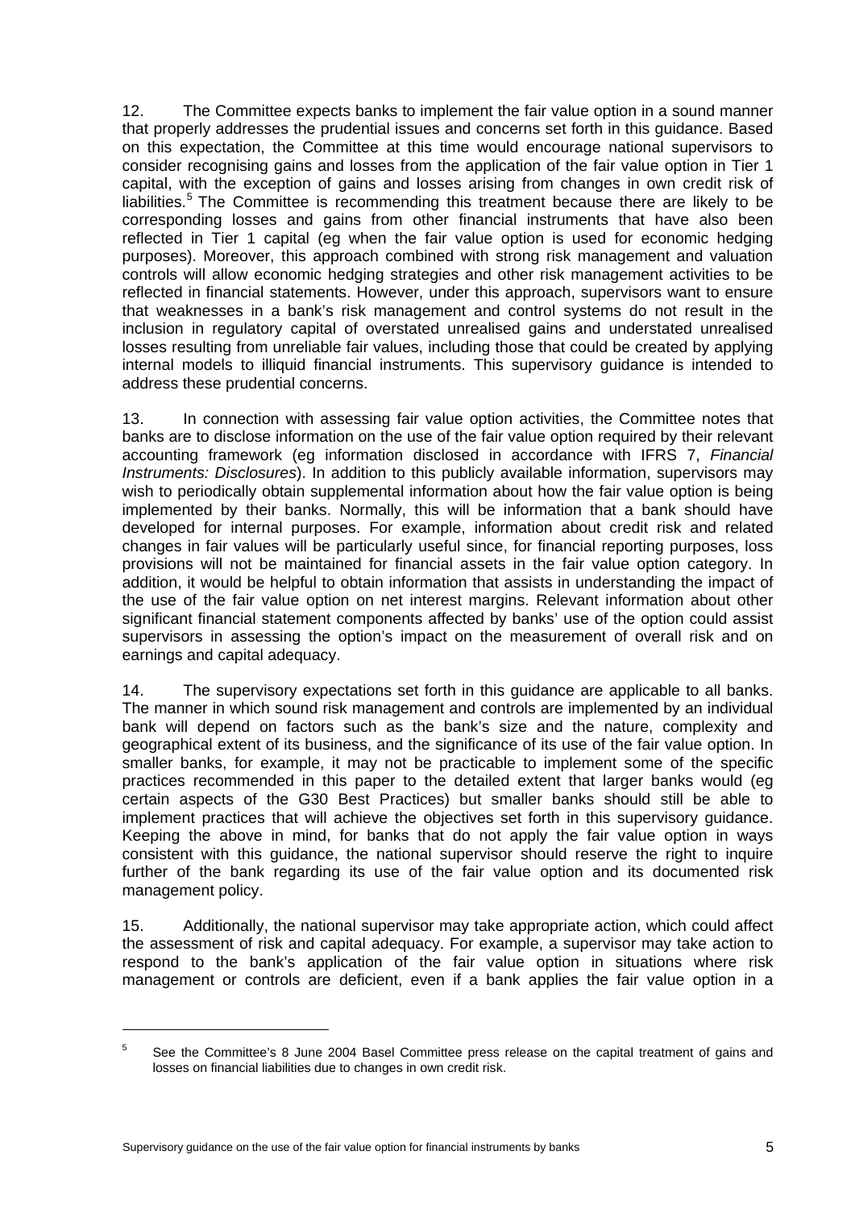12. The Committee expects banks to implement the fair value option in a sound manner that properly addresses the prudential issues and concerns set forth in this guidance. Based on this expectation, the Committee at this time would encourage national supervisors to consider recognising gains and losses from the application of the fair value option in Tier 1 capital, with the exception of gains and losses arising from changes in own credit risk of liabilities.[5] The Committee is recommending this treatment because there are likely to be corresponding losses and gains from other financial instruments that have also been reflected in Tier 1 capital (eg when the fair value option is used for economic hedging purposes). Moreover, this approach combined with strong risk management and valuation controls will allow economic hedging strategies and other risk management activities to be reflected in financial statements. However, under this approach, supervisors want to ensure that weaknesses in a bank's risk management and control systems do not result in the inclusion in regulatory capital of overstated unrealised gains and understated unrealised losses resulting from unreliable fair values, including those that could be created by applying internal models to illiquid financial instruments. This supervisory guidance is intended to address these prudential concerns.

13. In connection with assessing fair value option activities, the Committee notes that banks are to disclose information on the use of the fair value option required by their relevant accounting framework (eg information disclosed in accordance with IFRS 7, *Financial Instruments: Disclosures*). In addition to this publicly available information, supervisors may wish to periodically obtain supplemental information about how the fair value option is being implemented by their banks. Normally, this will be information that a bank should have developed for internal purposes. For example, information about credit risk and related changes in fair values will be particularly useful since, for financial reporting purposes, loss provisions will not be maintained for financial assets in the fair value option category. In addition, it would be helpful to obtain information that assists in understanding the impact of the use of the fair value option on net interest margins. Relevant information about other significant financial statement components affected by banks' use of the option could assist supervisors in assessing the option's impact on the measurement of overall risk and on earnings and capital adequacy.

14. The supervisory expectations set forth in this guidance are applicable to all banks. The manner in which sound risk management and controls are implemented by an individual bank will depend on factors such as the bank's size and the nature, complexity and geographical extent of its business, and the significance of its use of the fair value option. In smaller banks, for example, it may not be practicable to implement some of the specific practices recommended in this paper to the detailed extent that larger banks would (eg certain aspects of the G30 Best Practices) but smaller banks should still be able to implement practices that will achieve the objectives set forth in this supervisory guidance. Keeping the above in mind, for banks that do not apply the fair value option in ways consistent with this guidance, the national supervisor should reserve the right to inquire further of the bank regarding its use of the fair value option and its documented risk management policy.

15. Additionally, the national supervisor may take appropriate action, which could affect the assessment of risk and capital adequacy. For example, a supervisor may take action to respond to the bank's application of the fair value option in situations where risk management or controls are deficient, even if a bank applies the fair value option in a

[5] See the Committee's 8 June 2004 Basel Committee press release on the capital treatment of gains and losses on financial liabilities due to changes in own credit risk.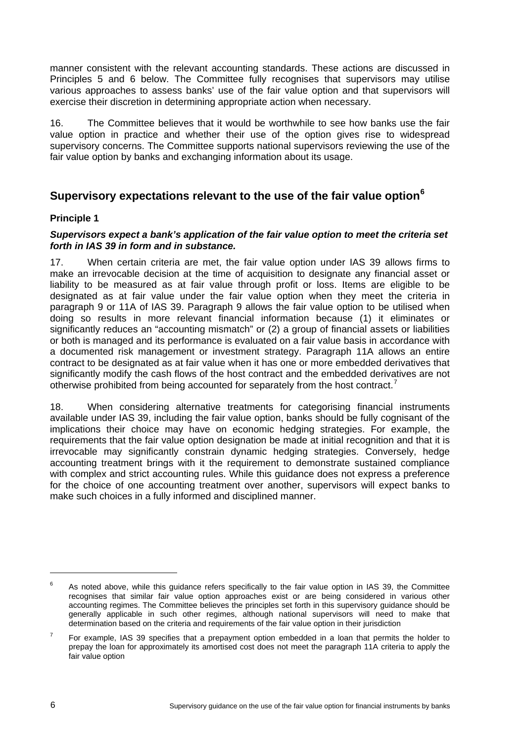manner consistent with the relevant accounting standards. These actions are discussed in Principles 5 and 6 below. The Committee fully recognises that supervisors may utilise various approaches to assess banks' use of the fair value option and that supervisors will exercise their discretion in determining appropriate action when necessary.

16. The Committee believes that it would be worthwhile to see how banks use the fair value option in practice and whether their use of the option gives rise to widespread supervisory concerns. The Committee supports national supervisors reviewing the use of the fair value option by banks and exchanging information about its usage.

## Supervisory expectations relevant to the use of the fair value option[6]

### Principle 1

***Supervisors expect a bank's application of the fair value option to meet the criteria set forth in IAS 39 in form and in substance.***

17. When certain criteria are met, the fair value option under IAS 39 allows firms to make an irrevocable decision at the time of acquisition to designate any financial asset or liability to be measured as at fair value through profit or loss. Items are eligible to be designated as at fair value under the fair value option when they meet the criteria in paragraph 9 or 11A of IAS 39. Paragraph 9 allows the fair value option to be utilised when doing so results in more relevant financial information because (1) it eliminates or significantly reduces an "accounting mismatch" or (2) a group of financial assets or liabilities or both is managed and its performance is evaluated on a fair value basis in accordance with a documented risk management or investment strategy. Paragraph 11A allows an entire contract to be designated as at fair value when it has one or more embedded derivatives that significantly modify the cash flows of the host contract and the embedded derivatives are not otherwise prohibited from being accounted for separately from the host contract.[7]

18. When considering alternative treatments for categorising financial instruments available under IAS 39, including the fair value option, banks should be fully cognisant of the implications their choice may have on economic hedging strategies. For example, the requirements that the fair value option designation be made at initial recognition and that it is irrevocable may significantly constrain dynamic hedging strategies. Conversely, hedge accounting treatment brings with it the requirement to demonstrate sustained compliance with complex and strict accounting rules. While this guidance does not express a preference for the choice of one accounting treatment over another, supervisors will expect banks to make such choices in a fully informed and disciplined manner.

---

[6] As noted above, while this guidance refers specifically to the fair value option in IAS 39, the Committee recognises that similar fair value option approaches exist or are being considered in various other accounting regimes. The Committee believes the principles set forth in this supervisory guidance should be generally applicable in such other regimes, although national supervisors will need to make that determination based on the criteria and requirements of the fair value option in their jurisdiction

[7] For example, IAS 39 specifies that a prepayment option embedded in a loan that permits the holder to prepay the loan for approximately its amortised cost does not meet the paragraph 11A criteria to apply the fair value option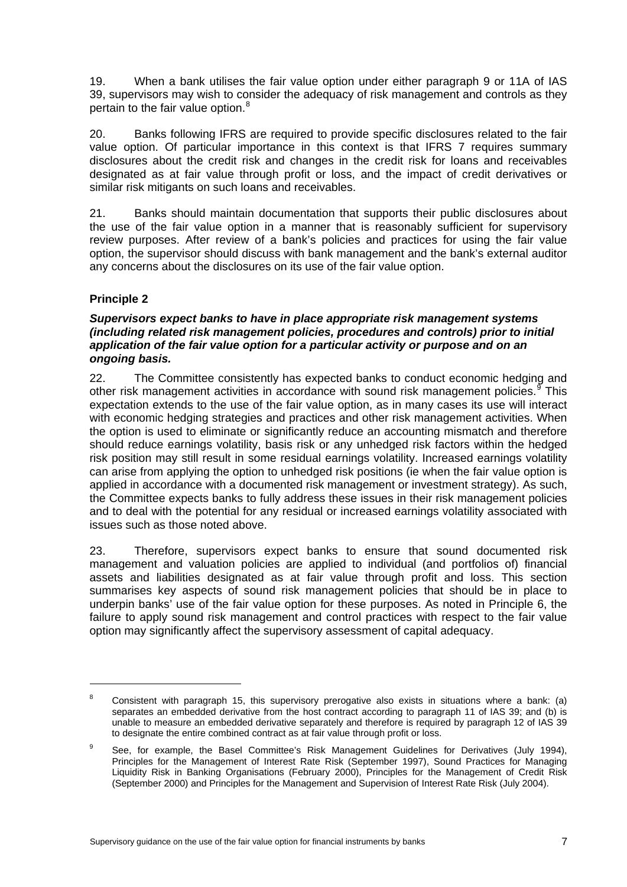19. When a bank utilises the fair value option under either paragraph 9 or 11A of IAS 39, supervisors may wish to consider the adequacy of risk management and controls as they pertain to the fair value option.[8]

20. Banks following IFRS are required to provide specific disclosures related to the fair value option. Of particular importance in this context is that IFRS 7 requires summary disclosures about the credit risk and changes in the credit risk for loans and receivables designated as at fair value through profit or loss, and the impact of credit derivatives or similar risk mitigants on such loans and receivables.

21. Banks should maintain documentation that supports their public disclosures about the use of the fair value option in a manner that is reasonably sufficient for supervisory review purposes. After review of a bank's policies and practices for using the fair value option, the supervisor should discuss with bank management and the bank's external auditor any concerns about the disclosures on its use of the fair value option.

### Principle 2

***Supervisors expect banks to have in place appropriate risk management systems (including related risk management policies, procedures and controls) prior to initial application of the fair value option for a particular activity or purpose and on an ongoing basis.***

22. The Committee consistently has expected banks to conduct economic hedging and other risk management activities in accordance with sound risk management policies.[9] This expectation extends to the use of the fair value option, as in many cases its use will interact with economic hedging strategies and practices and other risk management activities. When the option is used to eliminate or significantly reduce an accounting mismatch and therefore should reduce earnings volatility, basis risk or any unhedged risk factors within the hedged risk position may still result in some residual earnings volatility. Increased earnings volatility can arise from applying the option to unhedged risk positions (ie when the fair value option is applied in accordance with a documented risk management or investment strategy). As such, the Committee expects banks to fully address these issues in their risk management policies and to deal with the potential for any residual or increased earnings volatility associated with issues such as those noted above.

23. Therefore, supervisors expect banks to ensure that sound documented risk management and valuation policies are applied to individual (and portfolios of) financial assets and liabilities designated as at fair value through profit and loss. This section summarises key aspects of sound risk management policies that should be in place to underpin banks' use of the fair value option for these purposes. As noted in Principle 6, the failure to apply sound risk management and control practices with respect to the fair value option may significantly affect the supervisory assessment of capital adequacy.

---

[8] Consistent with paragraph 15, this supervisory prerogative also exists in situations where a bank: (a) separates an embedded derivative from the host contract according to paragraph 11 of IAS 39; and (b) is unable to measure an embedded derivative separately and therefore is required by paragraph 12 of IAS 39 to designate the entire combined contract as at fair value through profit or loss.

[9] See, for example, the Basel Committee's Risk Management Guidelines for Derivatives (July 1994), Principles for the Management of Interest Rate Risk (September 1997), Sound Practices for Managing Liquidity Risk in Banking Organisations (February 2000), Principles for the Management of Credit Risk (September 2000) and Principles for the Management and Supervision of Interest Rate Risk (July 2004).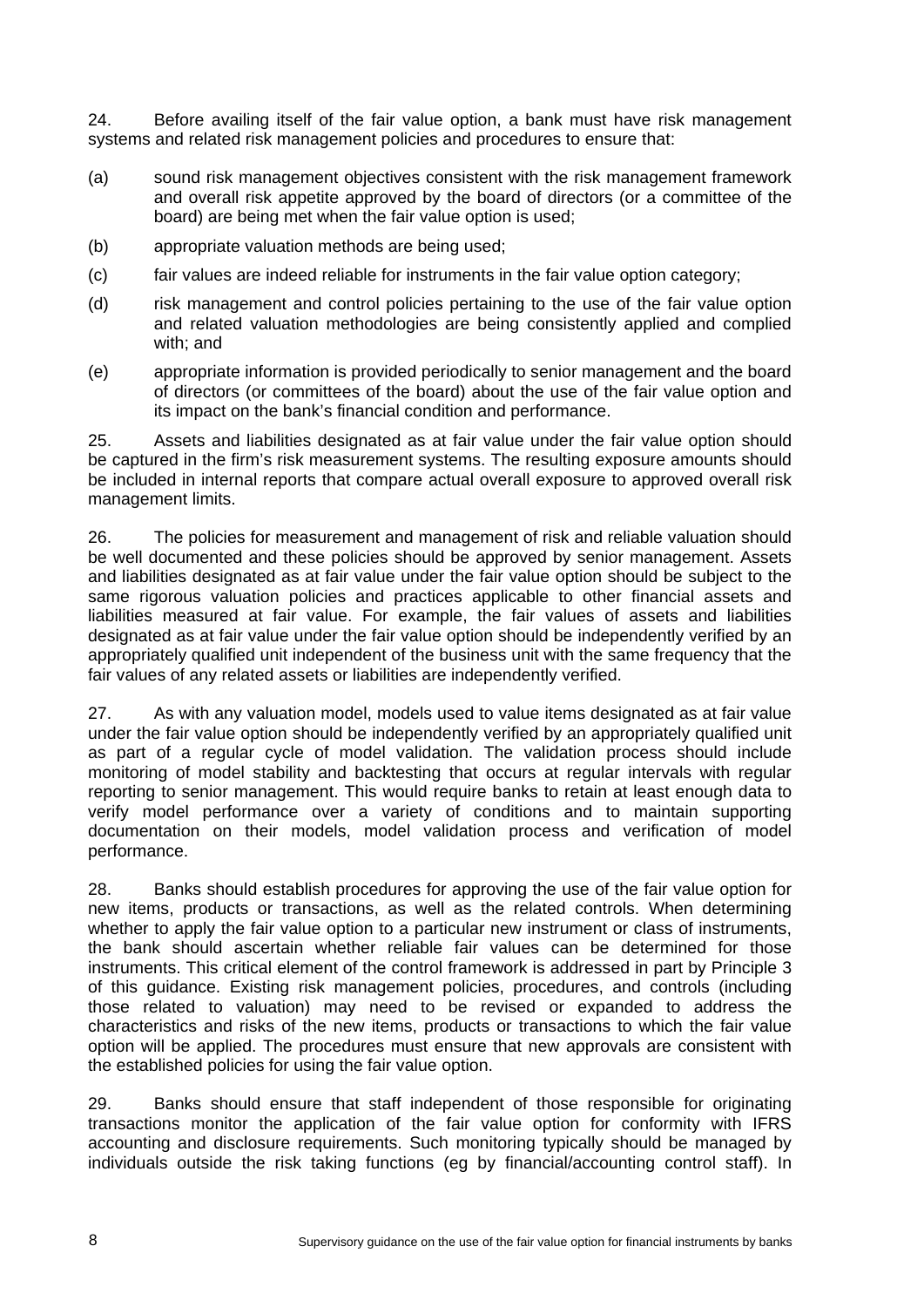24. Before availing itself of the fair value option, a bank must have risk management systems and related risk management policies and procedures to ensure that:

(a) sound risk management objectives consistent with the risk management framework and overall risk appetite approved by the board of directors (or a committee of the board) are being met when the fair value option is used;

(b) appropriate valuation methods are being used;

(c) fair values are indeed reliable for instruments in the fair value option category;

(d) risk management and control policies pertaining to the use of the fair value option and related valuation methodologies are being consistently applied and complied with; and

(e) appropriate information is provided periodically to senior management and the board of directors (or committees of the board) about the use of the fair value option and its impact on the bank's financial condition and performance.

25. Assets and liabilities designated as at fair value under the fair value option should be captured in the firm's risk measurement systems. The resulting exposure amounts should be included in internal reports that compare actual overall exposure to approved overall risk management limits.

26. The policies for measurement and management of risk and reliable valuation should be well documented and these policies should be approved by senior management. Assets and liabilities designated as at fair value under the fair value option should be subject to the same rigorous valuation policies and practices applicable to other financial assets and liabilities measured at fair value. For example, the fair values of assets and liabilities designated as at fair value under the fair value option should be independently verified by an appropriately qualified unit independent of the business unit with the same frequency that the fair values of any related assets or liabilities are independently verified.

27. As with any valuation model, models used to value items designated as at fair value under the fair value option should be independently verified by an appropriately qualified unit as part of a regular cycle of model validation. The validation process should include monitoring of model stability and backtesting that occurs at regular intervals with regular reporting to senior management. This would require banks to retain at least enough data to verify model performance over a variety of conditions and to maintain supporting documentation on their models, model validation process and verification of model performance.

28. Banks should establish procedures for approving the use of the fair value option for new items, products or transactions, as well as the related controls. When determining whether to apply the fair value option to a particular new instrument or class of instruments, the bank should ascertain whether reliable fair values can be determined for those instruments. This critical element of the control framework is addressed in part by Principle 3 of this guidance. Existing risk management policies, procedures, and controls (including those related to valuation) may need to be revised or expanded to address the characteristics and risks of the new items, products or transactions to which the fair value option will be applied. The procedures must ensure that new approvals are consistent with the established policies for using the fair value option.

29. Banks should ensure that staff independent of those responsible for originating transactions monitor the application of the fair value option for conformity with IFRS accounting and disclosure requirements. Such monitoring typically should be managed by individuals outside the risk taking functions (eg by financial/accounting control staff). In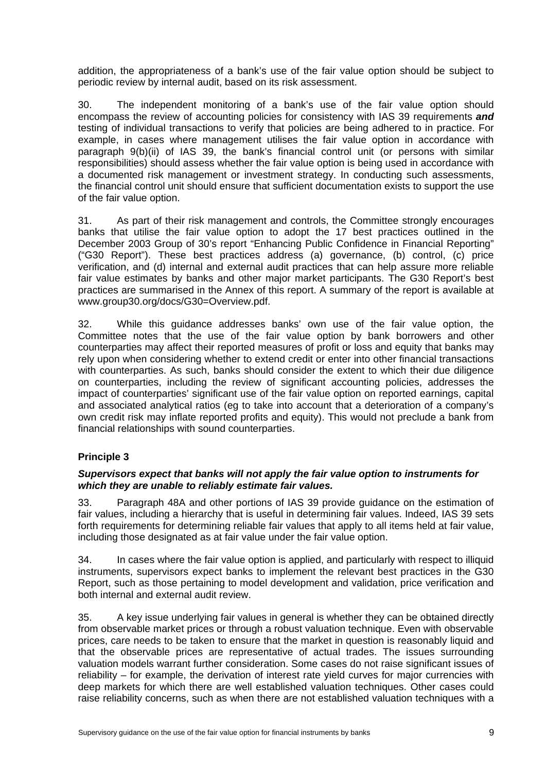addition, the appropriateness of a bank's use of the fair value option should be subject to periodic review by internal audit, based on its risk assessment.

30. The independent monitoring of a bank's use of the fair value option should encompass the review of accounting policies for consistency with IAS 39 requirements ***and*** testing of individual transactions to verify that policies are being adhered to in practice. For example, in cases where management utilises the fair value option in accordance with paragraph 9(b)(ii) of IAS 39, the bank's financial control unit (or persons with similar responsibilities) should assess whether the fair value option is being used in accordance with a documented risk management or investment strategy. In conducting such assessments, the financial control unit should ensure that sufficient documentation exists to support the use of the fair value option.

31. As part of their risk management and controls, the Committee strongly encourages banks that utilise the fair value option to adopt the 17 best practices outlined in the December 2003 Group of 30's report "Enhancing Public Confidence in Financial Reporting" ("G30 Report"). These best practices address (a) governance, (b) control, (c) price verification, and (d) internal and external audit practices that can help assure more reliable fair value estimates by banks and other major market participants. The G30 Report's best practices are summarised in the Annex of this report. A summary of the report is available at www.group30.org/docs/G30=Overview.pdf.

32. While this guidance addresses banks' own use of the fair value option, the Committee notes that the use of the fair value option by bank borrowers and other counterparties may affect their reported measures of profit or loss and equity that banks may rely upon when considering whether to extend credit or enter into other financial transactions with counterparties. As such, banks should consider the extent to which their due diligence on counterparties, including the review of significant accounting policies, addresses the impact of counterparties' significant use of the fair value option on reported earnings, capital and associated analytical ratios (eg to take into account that a deterioration of a company's own credit risk may inflate reported profits and equity). This would not preclude a bank from financial relationships with sound counterparties.

### Principle 3

***Supervisors expect that banks will not apply the fair value option to instruments for which they are unable to reliably estimate fair values.***

33. Paragraph 48A and other portions of IAS 39 provide guidance on the estimation of fair values, including a hierarchy that is useful in determining fair values. Indeed, IAS 39 sets forth requirements for determining reliable fair values that apply to all items held at fair value, including those designated as at fair value under the fair value option.

34. In cases where the fair value option is applied, and particularly with respect to illiquid instruments, supervisors expect banks to implement the relevant best practices in the G30 Report, such as those pertaining to model development and validation, price verification and both internal and external audit review.

35. A key issue underlying fair values in general is whether they can be obtained directly from observable market prices or through a robust valuation technique. Even with observable prices, care needs to be taken to ensure that the market in question is reasonably liquid and that the observable prices are representative of actual trades. The issues surrounding valuation models warrant further consideration. Some cases do not raise significant issues of reliability – for example, the derivation of interest rate yield curves for major currencies with deep markets for which there are well established valuation techniques. Other cases could raise reliability concerns, such as when there are not established valuation techniques with a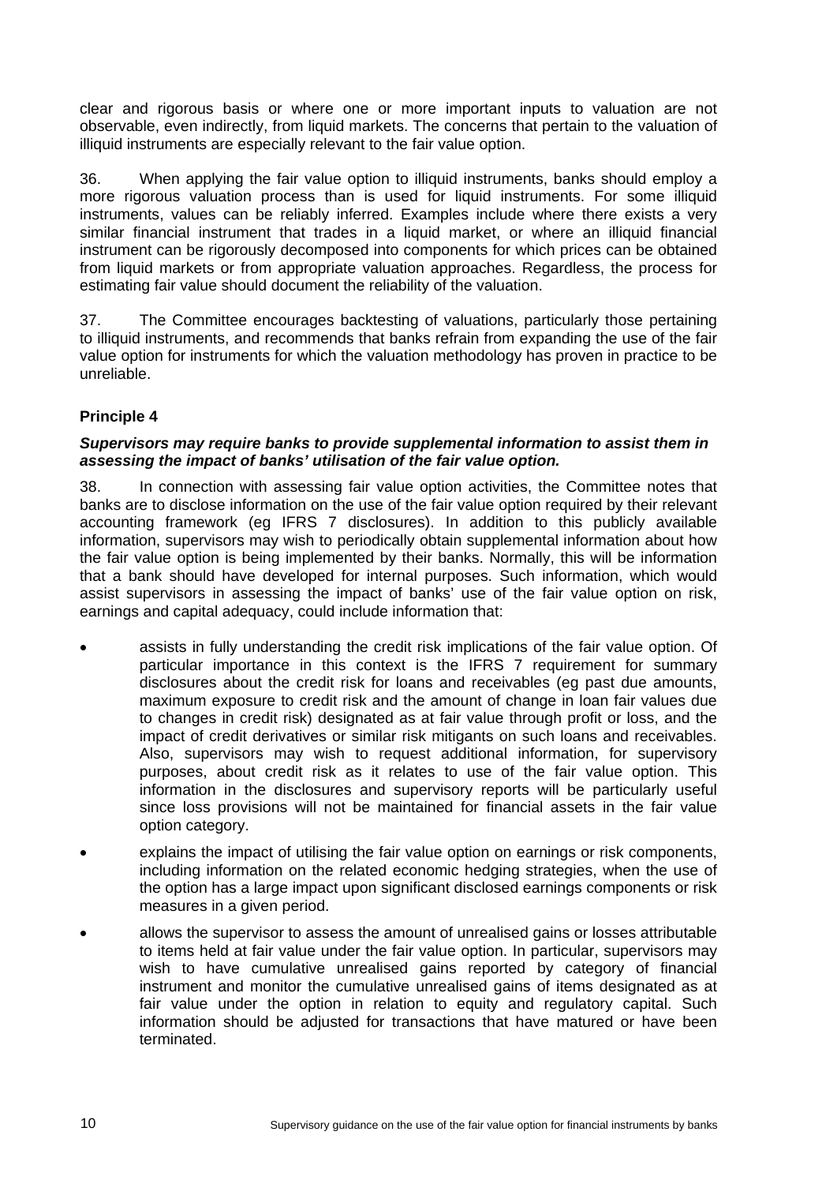clear and rigorous basis or where one or more important inputs to valuation are not observable, even indirectly, from liquid markets. The concerns that pertain to the valuation of illiquid instruments are especially relevant to the fair value option.

36. When applying the fair value option to illiquid instruments, banks should employ a more rigorous valuation process than is used for liquid instruments. For some illiquid instruments, values can be reliably inferred. Examples include where there exists a very similar financial instrument that trades in a liquid market, or where an illiquid financial instrument can be rigorously decomposed into components for which prices can be obtained from liquid markets or from appropriate valuation approaches. Regardless, the process for estimating fair value should document the reliability of the valuation.

37. The Committee encourages backtesting of valuations, particularly those pertaining to illiquid instruments, and recommends that banks refrain from expanding the use of the fair value option for instruments for which the valuation methodology has proven in practice to be unreliable.

### Principle 4

***Supervisors may require banks to provide supplemental information to assist them in assessing the impact of banks' utilisation of the fair value option.***

38. In connection with assessing fair value option activities, the Committee notes that banks are to disclose information on the use of the fair value option required by their relevant accounting framework (eg IFRS 7 disclosures). In addition to this publicly available information, supervisors may wish to periodically obtain supplemental information about how the fair value option is being implemented by their banks. Normally, this will be information that a bank should have developed for internal purposes. Such information, which would assist supervisors in assessing the impact of banks' use of the fair value option on risk, earnings and capital adequacy, could include information that:

- assists in fully understanding the credit risk implications of the fair value option. Of particular importance in this context is the IFRS 7 requirement for summary disclosures about the credit risk for loans and receivables (eg past due amounts, maximum exposure to credit risk and the amount of change in loan fair values due to changes in credit risk) designated as at fair value through profit or loss, and the impact of credit derivatives or similar risk mitigants on such loans and receivables. Also, supervisors may wish to request additional information, for supervisory purposes, about credit risk as it relates to use of the fair value option. This information in the disclosures and supervisory reports will be particularly useful since loss provisions will not be maintained for financial assets in the fair value option category.
- explains the impact of utilising the fair value option on earnings or risk components, including information on the related economic hedging strategies, when the use of the option has a large impact upon significant disclosed earnings components or risk measures in a given period.
- allows the supervisor to assess the amount of unrealised gains or losses attributable to items held at fair value under the fair value option. In particular, supervisors may wish to have cumulative unrealised gains reported by category of financial instrument and monitor the cumulative unrealised gains of items designated as at fair value under the option in relation to equity and regulatory capital. Such information should be adjusted for transactions that have matured or have been terminated.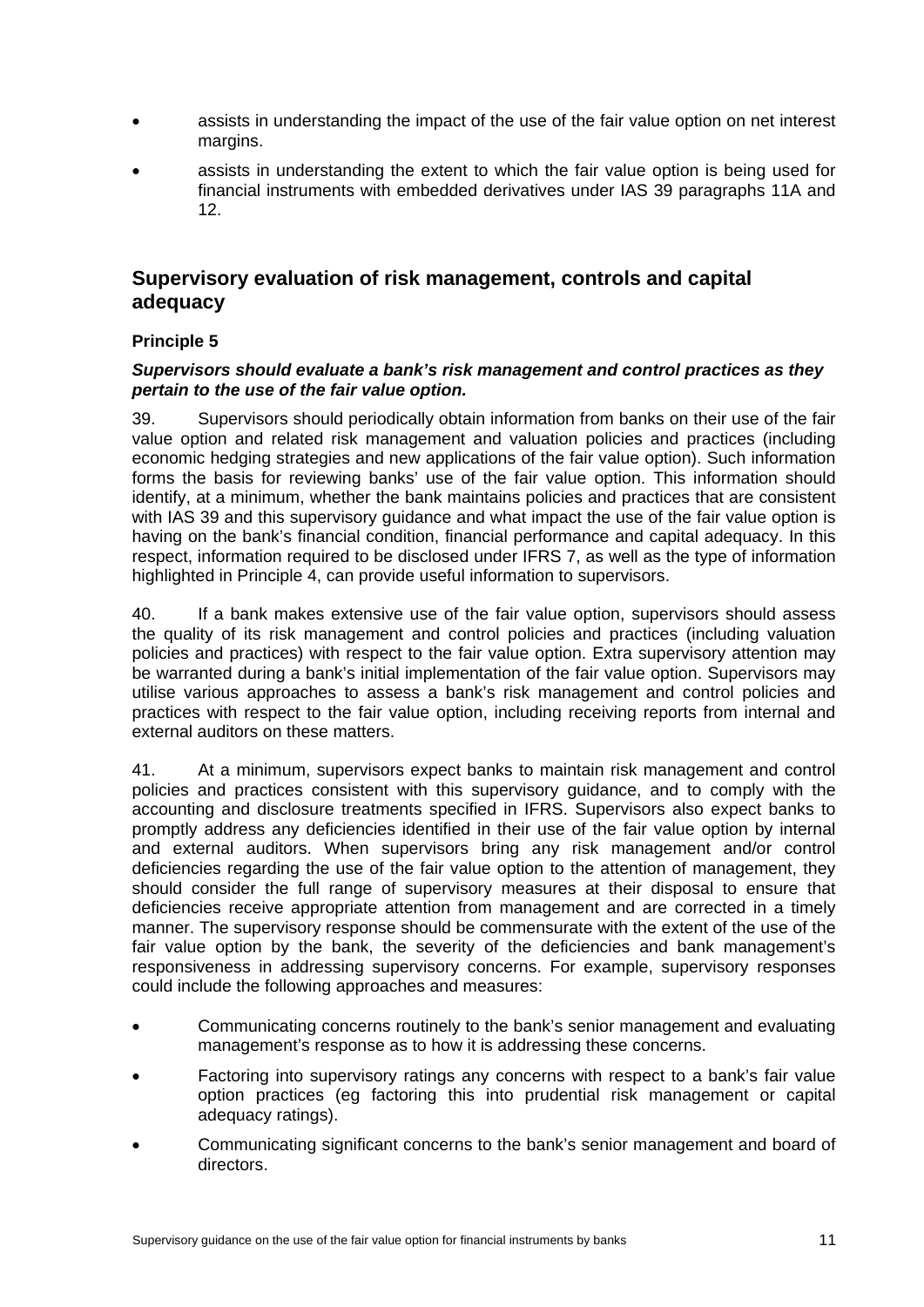- assists in understanding the impact of the use of the fair value option on net interest margins.
- assists in understanding the extent to which the fair value option is being used for financial instruments with embedded derivatives under IAS 39 paragraphs 11A and 12.

## Supervisory evaluation of risk management, controls and capital adequacy

### Principle 5

***Supervisors should evaluate a bank's risk management and control practices as they pertain to the use of the fair value option.***

39. Supervisors should periodically obtain information from banks on their use of the fair value option and related risk management and valuation policies and practices (including economic hedging strategies and new applications of the fair value option). Such information forms the basis for reviewing banks' use of the fair value option. This information should identify, at a minimum, whether the bank maintains policies and practices that are consistent with IAS 39 and this supervisory guidance and what impact the use of the fair value option is having on the bank's financial condition, financial performance and capital adequacy. In this respect, information required to be disclosed under IFRS 7, as well as the type of information highlighted in Principle 4, can provide useful information to supervisors.

40. If a bank makes extensive use of the fair value option, supervisors should assess the quality of its risk management and control policies and practices (including valuation policies and practices) with respect to the fair value option. Extra supervisory attention may be warranted during a bank's initial implementation of the fair value option. Supervisors may utilise various approaches to assess a bank's risk management and control policies and practices with respect to the fair value option, including receiving reports from internal and external auditors on these matters.

41. At a minimum, supervisors expect banks to maintain risk management and control policies and practices consistent with this supervisory guidance, and to comply with the accounting and disclosure treatments specified in IFRS. Supervisors also expect banks to promptly address any deficiencies identified in their use of the fair value option by internal and external auditors. When supervisors bring any risk management and/or control deficiencies regarding the use of the fair value option to the attention of management, they should consider the full range of supervisory measures at their disposal to ensure that deficiencies receive appropriate attention from management and are corrected in a timely manner. The supervisory response should be commensurate with the extent of the use of the fair value option by the bank, the severity of the deficiencies and bank management's responsiveness in addressing supervisory concerns. For example, supervisory responses could include the following approaches and measures:

- Communicating concerns routinely to the bank's senior management and evaluating management's response as to how it is addressing these concerns.
- Factoring into supervisory ratings any concerns with respect to a bank's fair value option practices (eg factoring this into prudential risk management or capital adequacy ratings).
- Communicating significant concerns to the bank's senior management and board of directors.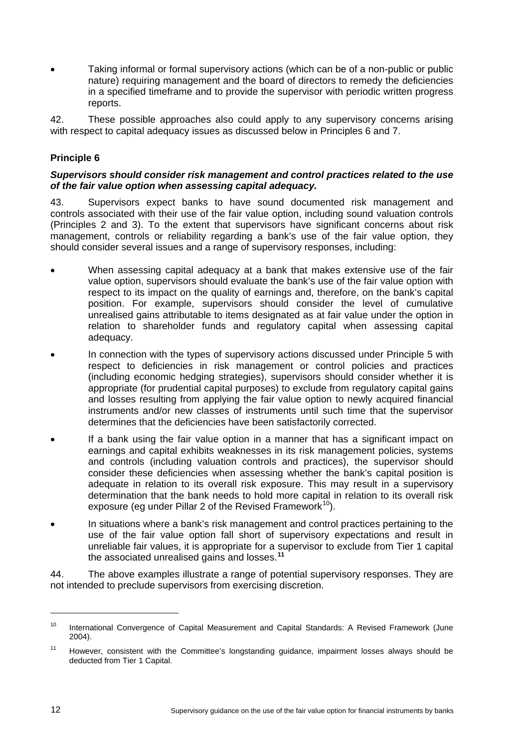- Taking informal or formal supervisory actions (which can be of a non-public or public nature) requiring management and the board of directors to remedy the deficiencies in a specified timeframe and to provide the supervisor with periodic written progress reports.

42. These possible approaches also could apply to any supervisory concerns arising with respect to capital adequacy issues as discussed below in Principles 6 and 7.

### Principle 6

***Supervisors should consider risk management and control practices related to the use of the fair value option when assessing capital adequacy.***

43. Supervisors expect banks to have sound documented risk management and controls associated with their use of the fair value option, including sound valuation controls (Principles 2 and 3). To the extent that supervisors have significant concerns about risk management, controls or reliability regarding a bank's use of the fair value option, they should consider several issues and a range of supervisory responses, including:

- When assessing capital adequacy at a bank that makes extensive use of the fair value option, supervisors should evaluate the bank's use of the fair value option with respect to its impact on the quality of earnings and, therefore, on the bank's capital position. For example, supervisors should consider the level of cumulative unrealised gains attributable to items designated as at fair value under the option in relation to shareholder funds and regulatory capital when assessing capital adequacy.
- In connection with the types of supervisory actions discussed under Principle 5 with respect to deficiencies in risk management or control policies and practices (including economic hedging strategies), supervisors should consider whether it is appropriate (for prudential capital purposes) to exclude from regulatory capital gains and losses resulting from applying the fair value option to newly acquired financial instruments and/or new classes of instruments until such time that the supervisor determines that the deficiencies have been satisfactorily corrected.
- If a bank using the fair value option in a manner that has a significant impact on earnings and capital exhibits weaknesses in its risk management policies, systems and controls (including valuation controls and practices), the supervisor should consider these deficiencies when assessing whether the bank's capital position is adequate in relation to its overall risk exposure. This may result in a supervisory determination that the bank needs to hold more capital in relation to its overall risk exposure (eg under Pillar 2 of the Revised Framework[10]).
- In situations where a bank's risk management and control practices pertaining to the use of the fair value option fall short of supervisory expectations and result in unreliable fair values, it is appropriate for a supervisor to exclude from Tier 1 capital the associated unrealised gains and losses.[11]

44. The above examples illustrate a range of potential supervisory responses. They are not intended to preclude supervisors from exercising discretion.

---

[10] International Convergence of Capital Measurement and Capital Standards: A Revised Framework (June 2004).

[11] However, consistent with the Committee's longstanding guidance, impairment losses always should be deducted from Tier 1 Capital.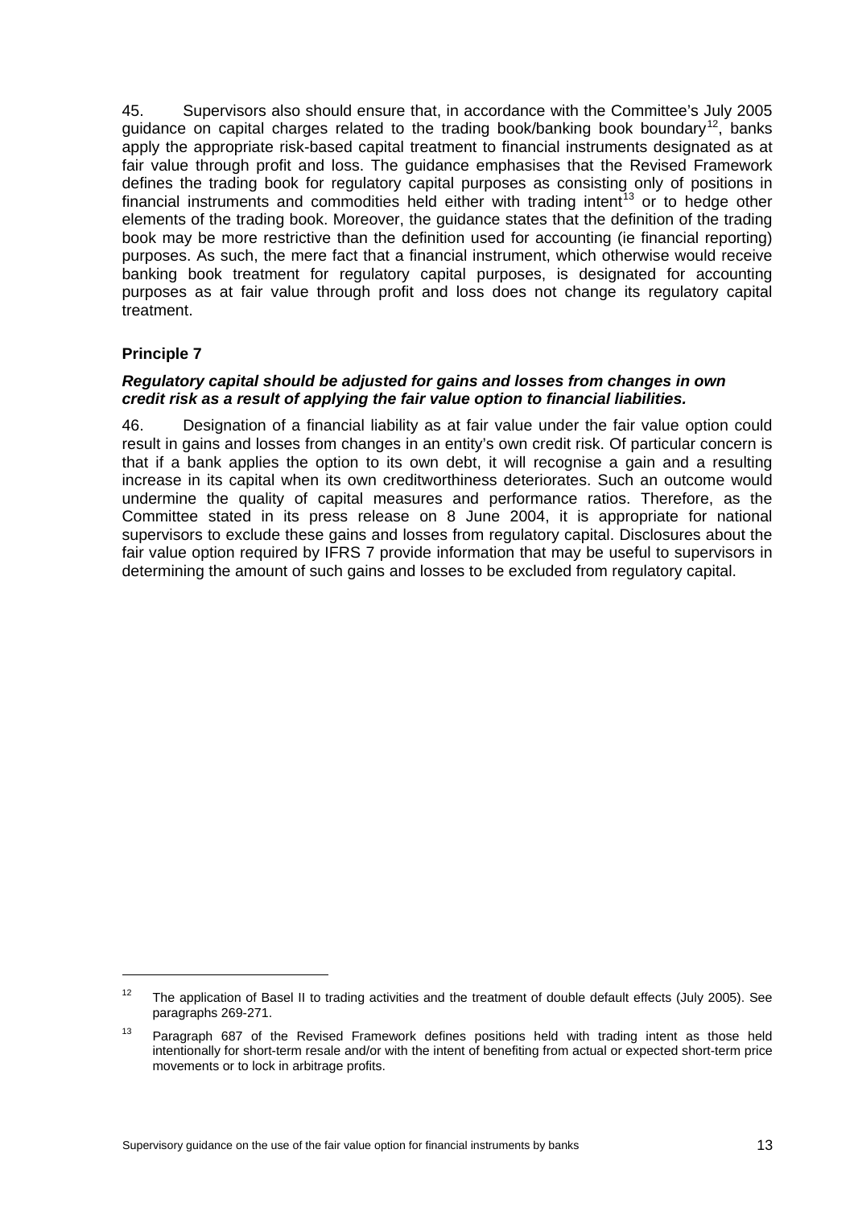45. Supervisors also should ensure that, in accordance with the Committee's July 2005 guidance on capital charges related to the trading book/banking book boundary[12], banks apply the appropriate risk-based capital treatment to financial instruments designated as at fair value through profit and loss. The guidance emphasises that the Revised Framework defines the trading book for regulatory capital purposes as consisting only of positions in financial instruments and commodities held either with trading intent[13] or to hedge other elements of the trading book. Moreover, the guidance states that the definition of the trading book may be more restrictive than the definition used for accounting (ie financial reporting) purposes. As such, the mere fact that a financial instrument, which otherwise would receive banking book treatment for regulatory capital purposes, is designated for accounting purposes as at fair value through profit and loss does not change its regulatory capital treatment.

### Principle 7

***Regulatory capital should be adjusted for gains and losses from changes in own credit risk as a result of applying the fair value option to financial liabilities.***

46. Designation of a financial liability as at fair value under the fair value option could result in gains and losses from changes in an entity's own credit risk. Of particular concern is that if a bank applies the option to its own debt, it will recognise a gain and a resulting increase in its capital when its own creditworthiness deteriorates. Such an outcome would undermine the quality of capital measures and performance ratios. Therefore, as the Committee stated in its press release on 8 June 2004, it is appropriate for national supervisors to exclude these gains and losses from regulatory capital. Disclosures about the fair value option required by IFRS 7 provide information that may be useful to supervisors in determining the amount of such gains and losses to be excluded from regulatory capital.

---

[12] The application of Basel II to trading activities and the treatment of double default effects (July 2005). See paragraphs 269-271.

[13] Paragraph 687 of the Revised Framework defines positions held with trading intent as those held intentionally for short-term resale and/or with the intent of benefiting from actual or expected short-term price movements or to lock in arbitrage profits.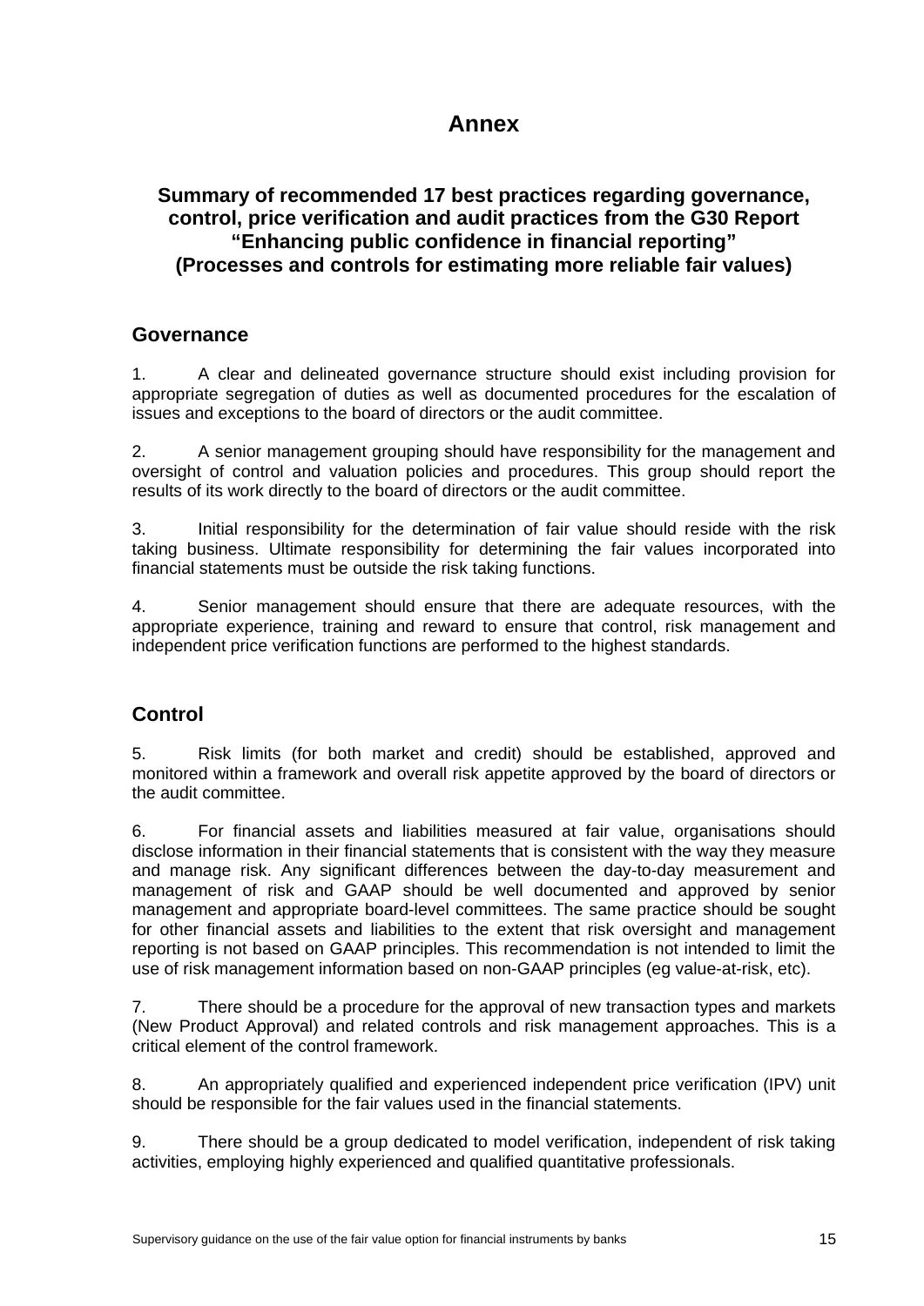# Annex

## Summary of recommended 17 best practices regarding governance, control, price verification and audit practices from the G30 Report "Enhancing public confidence in financial reporting" (Processes and controls for estimating more reliable fair values)

### Governance

1. A clear and delineated governance structure should exist including provision for appropriate segregation of duties as well as documented procedures for the escalation of issues and exceptions to the board of directors or the audit committee.

2. A senior management grouping should have responsibility for the management and oversight of control and valuation policies and procedures. This group should report the results of its work directly to the board of directors or the audit committee.

3. Initial responsibility for the determination of fair value should reside with the risk taking business. Ultimate responsibility for determining the fair values incorporated into financial statements must be outside the risk taking functions.

4. Senior management should ensure that there are adequate resources, with the appropriate experience, training and reward to ensure that control, risk management and independent price verification functions are performed to the highest standards.

### Control

5. Risk limits (for both market and credit) should be established, approved and monitored within a framework and overall risk appetite approved by the board of directors or the audit committee.

6. For financial assets and liabilities measured at fair value, organisations should disclose information in their financial statements that is consistent with the way they measure and manage risk. Any significant differences between the day-to-day measurement and management of risk and GAAP should be well documented and approved by senior management and appropriate board-level committees. The same practice should be sought for other financial assets and liabilities to the extent that risk oversight and management reporting is not based on GAAP principles. This recommendation is not intended to limit the use of risk management information based on non-GAAP principles (eg value-at-risk, etc).

7. There should be a procedure for the approval of new transaction types and markets (New Product Approval) and related controls and risk management approaches. This is a critical element of the control framework.

8. An appropriately qualified and experienced independent price verification (IPV) unit should be responsible for the fair values used in the financial statements.

9. There should be a group dedicated to model verification, independent of risk taking activities, employing highly experienced and qualified quantitative professionals.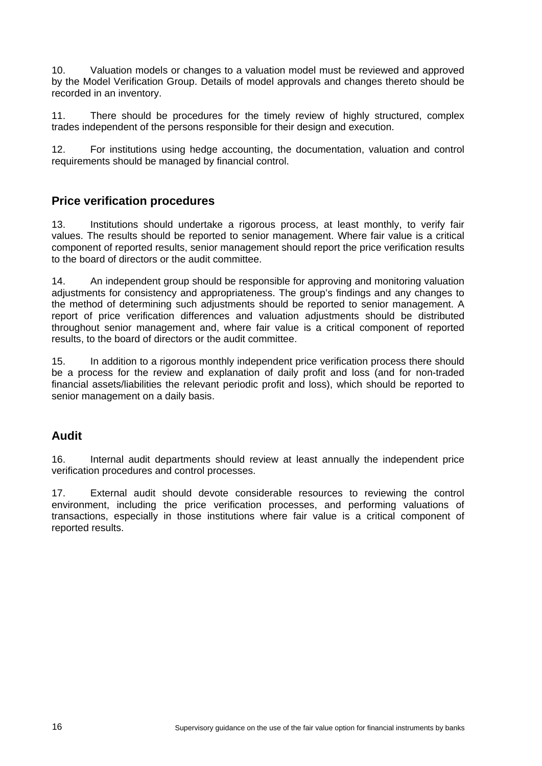10. Valuation models or changes to a valuation model must be reviewed and approved by the Model Verification Group. Details of model approvals and changes thereto should be recorded in an inventory.

11. There should be procedures for the timely review of highly structured, complex trades independent of the persons responsible for their design and execution.

12. For institutions using hedge accounting, the documentation, valuation and control requirements should be managed by financial control.

## Price verification procedures

13. Institutions should undertake a rigorous process, at least monthly, to verify fair values. The results should be reported to senior management. Where fair value is a critical component of reported results, senior management should report the price verification results to the board of directors or the audit committee.

14. An independent group should be responsible for approving and monitoring valuation adjustments for consistency and appropriateness. The group's findings and any changes to the method of determining such adjustments should be reported to senior management. A report of price verification differences and valuation adjustments should be distributed throughout senior management and, where fair value is a critical component of reported results, to the board of directors or the audit committee.

15. In addition to a rigorous monthly independent price verification process there should be a process for the review and explanation of daily profit and loss (and for non-traded financial assets/liabilities the relevant periodic profit and loss), which should be reported to senior management on a daily basis.

## Audit

16. Internal audit departments should review at least annually the independent price verification procedures and control processes.

17. External audit should devote considerable resources to reviewing the control environment, including the price verification processes, and performing valuations of transactions, especially in those institutions where fair value is a critical component of reported results.